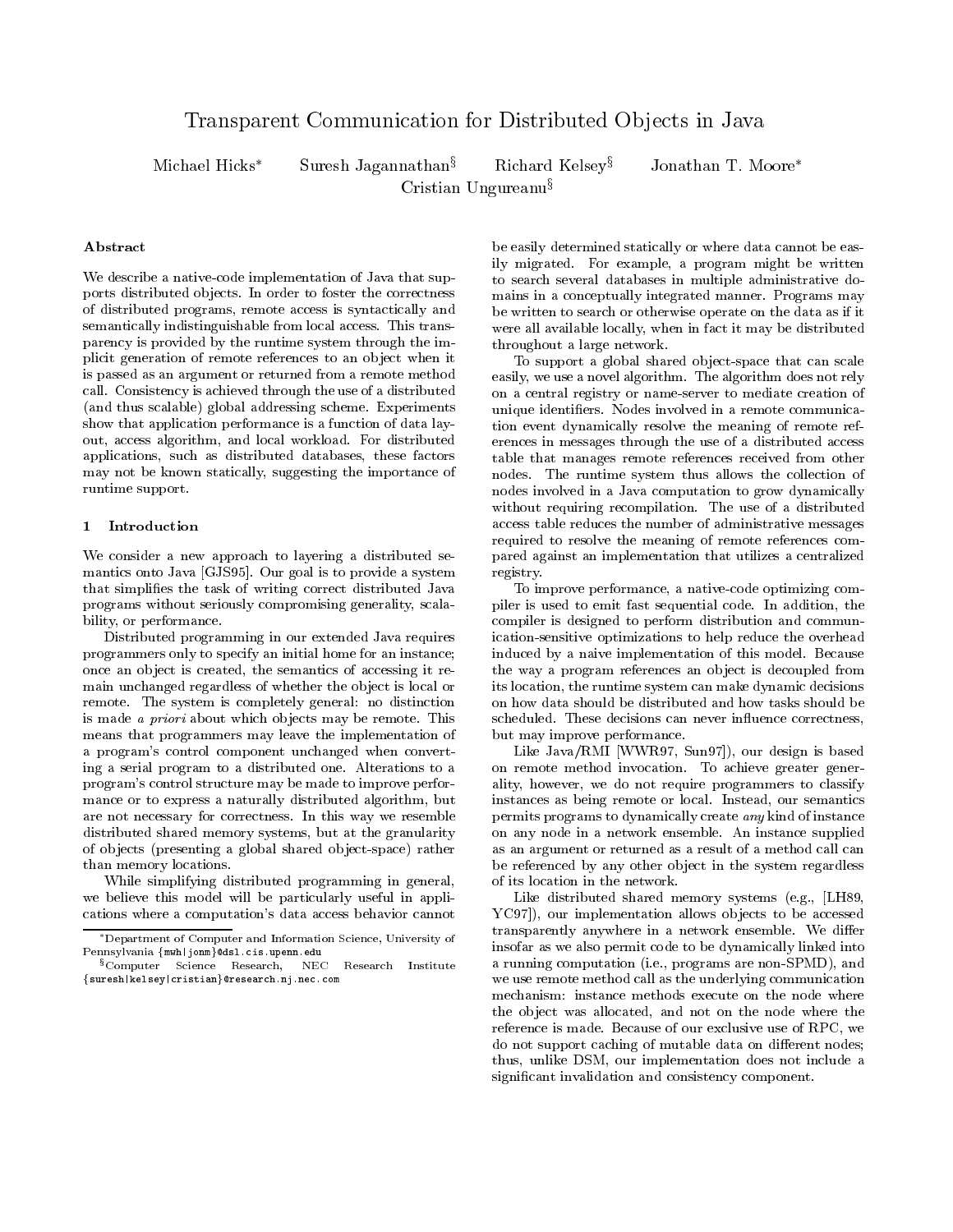# Transparent Communication for Distributed Objects in Java

Michael Hicks* Suresh Jagannathan§ Richard Kelsey§ Jonathan T. Moore*
Cristian Ungureanu§

### Abstract

We describe a native-code implementation of Java that supports distributed objects. In order to foster the correctness of distributed programs, remote access is syntactically and semantically indistinguishable from local access. This transparency is provided by the runtime system through the implicit generation of remote references to an object when it is passed as an argument or returned from a remote method call. Consistency is achieved through the use of a distributed (and thus scalable) global addressing scheme. Experiments show that application performance is a function of data layout, access algorithm, and local workload. For distributed applications, such as distributed databases, these factors may not be known statically, suggesting the importance of runtime support.

## 1 Introduction

We consider a new approach to layering a distributed semantics onto Java [GJS95]. Our goal is to provide a system that simplifies the task of writing correct distributed Java programs without seriously compromising generality, scalability, or performance.

Distributed programming in our extended Java requires programmers only to specify an initial home for an instance; once an object is created, the semantics of accessing it remain unchanged regardless of whether the object is local or remote. The system is completely general: no distinction is made *a priori* about which objects may be remote. This means that programmers may leave the implementation of a program's control component unchanged when converting a serial program to a distributed one. Alterations to a program's control structure may be made to improve performance or to express a naturally distributed algorithm, but are not necessary for correctness. In this way we resemble distributed shared memory systems, but at the granularity of objects (presenting a global shared object-space) rather than memory locations.

While simplifying distributed programming in general, we believe this model will be particularly useful in applications where a computation's data access behavior cannot be easily determined statically or where data cannot be easily migrated. For example, a program might be written to search several databases in multiple administrative domains in a conceptually integrated manner. Programs may be written to search or otherwise operate on the data as if it were all available locally, when in fact it may be distributed throughout a large network.

To support a global shared object-space that can scale easily, we use a novel algorithm. The algorithm does not rely on a central registry or name-server to mediate creation of unique identifiers. Nodes involved in a remote communication event dynamically resolve the meaning of remote references in messages through the use of a distributed access table that manages remote references received from other nodes. The runtime system thus allows the collection of nodes involved in a Java computation to grow dynamically without requiring recompilation. The use of a distributed access table reduces the number of administrative messages required to resolve the meaning of remote references compared against an implementation that utilizes a centralized registry.

To improve performance, a native-code optimizing compiler is used to emit fast sequential code. In addition, the compiler is designed to perform distribution and communication-sensitive optimizations to help reduce the overhead induced by a naive implementation of this model. Because the way a program references an object is decoupled from its location, the runtime system can make dynamic decisions on how data should be distributed and how tasks should be scheduled. These decisions can never influence correctness, but may improve performance.

Like Java/RMI [WWR97, Sun97]), our design is based on remote method invocation. To achieve greater generality, however, we do not require programmers to classify instances as being remote or local. Instead, our semantics permits programs to dynamically create *any* kind of instance on any node in a network ensemble. An instance supplied as an argument or returned as a result of a method call can be referenced by any other object in the system regardless of its location in the network.

Like distributed shared memory systems (e.g., [LH89, YC97]), our implementation allows objects to be accessed transparently anywhere in a network ensemble. We differ insofar as we also permit code to be dynamically linked into a running computation (i.e., programs are non-SPMD), and we use remote method call as the underlying communication mechanism: instance methods execute on the node where the object was allocated, and not on the node where the reference is made. Because of our exclusive use of RPC, we do not support caching of mutable data on different nodes; thus, unlike DSM, our implementation does not include a significant invalidation and consistency component.

---

*Department of Computer and Information Science, University of Pennsylvania {mwh|jonm}@dsl.cis.upenn.edu

§Computer Science Research, NEC Research Institute {suresh|kelsey|cristian}@research.nj.nec.com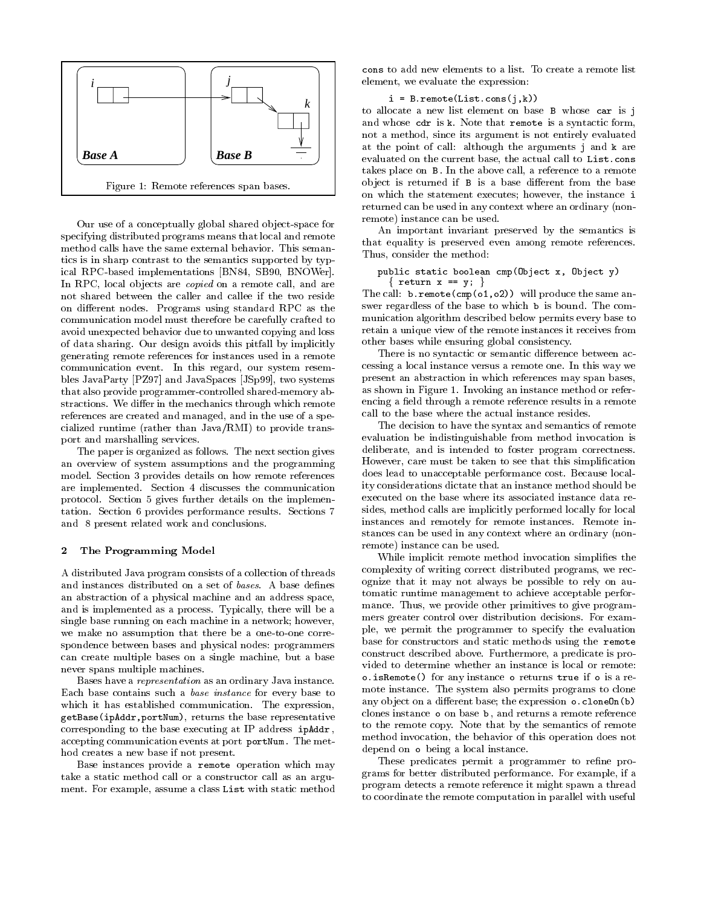i

j

k

Base A

Base B

Figure 1: Remote references span bases.

Our use of a conceptually global shared object-space for specifying distributed programs means that local and remote method calls have the same external behavior. This semantics is in sharp contrast to the semantics supported by typical RPC-based implementations [BN84, SB90, BNOWer]. In RPC, local objects are *copied* on a remote call, and are not shared between the caller and callee if the two reside on different nodes. Programs using standard RPC as the communication model must therefore be carefully crafted to avoid unexpected behavior due to unwanted copying and loss of data sharing. Our design avoids this pitfall by implicitly generating remote references for instances used in a remote communication event. In this regard, our system resembles JavaParty [PZ97] and JavaSpaces [JSp99], two systems that also provide programmer-controlled shared-memory abstractions. We differ in the mechanics through which remote references are created and managed, and in the use of a specialized runtime (rather than Java/RMI) to provide transport and marshalling services.

The paper is organized as follows. The next section gives an overview of system assumptions and the programming model. Section 3 provides details on how remote references are implemented. Section 4 discusses the communication protocol. Section 5 gives further details on the implementation. Section 6 provides performance results. Sections 7 and 8 present related work and conclusions.

## 2 The Programming Model

A distributed Java program consists of a collection of threads and instances distributed on a set of *bases*. A base defines an abstraction of a physical machine and an address space, and is implemented as a process. Typically, there will be a single base running on each machine in a network; however, we make no assumption that there be a one-to-one correspondence between bases and physical nodes: programmers can create multiple bases on a single machine, but a base never spans multiple machines.

Bases have a *representation* as an ordinary Java instance. Each base contains such a *base instance* for every base to which it has established communication. The expression, `getBase(ipAddr,portNum)`, returns the base representative corresponding to the base executing at IP address `ipAddr`, accepting communication events at port `portNum`. The method creates a new base if not present.

Base instances provide a `remote` operation which may take a static method call or a constructor call as an argument. For example, assume a class `List` with static method `cons` to add new elements to a list. To create a remote list element, we evaluate the expression:

```
i = B.remote(List.cons(j,k))
```

to allocate a new list element on base `B` whose `car` is `j` and whose `cdr` is `k`. Note that `remote` is a syntactic form, not a method, since its argument is not entirely evaluated at the point of call: although the arguments `j` and `k` are evaluated on the current base, the actual call to `List.cons` takes place on `B`. In the above call, a reference to a remote object is returned if `B` is a base different from the base on which the statement executes; however, the instance `i` returned can be used in any context where an ordinary (non-remote) instance can be used.

An important invariant preserved by the semantics is that equality is preserved even among remote references. Thus, consider the method:

```
public static boolean cmp(Object x, Object y)
  { return x == y; }
```

The call: `b.remote(cmp(o1,o2))` will produce the same answer regardless of the base to which `b` is bound. The communication algorithm described below permits every base to retain a unique view of the remote instances it receives from other bases while ensuring global consistency.

There is no syntactic or semantic difference between accessing a local instance versus a remote one. In this way we present an abstraction in which references may span bases, as shown in Figure 1. Invoking an instance method or referencing a field through a remote reference results in a remote call to the base where the actual instance resides.

The decision to have the syntax and semantics of remote evaluation be indistinguishable from method invocation is deliberate, and is intended to foster program correctness. However, care must be taken to see that this simplification does lead to unacceptable performance cost. Because locality considerations dictate that an instance method should be executed on the base where its associated instance data resides, method calls are implicitly performed locally for local instances and remotely for remote instances. Remote instances can be used in any context where an ordinary (non-remote) instance can be used.

While implicit remote method invocation simplifies the complexity of writing correct distributed programs, we recognize that it may not always be possible to rely on automatic runtime management to achieve acceptable performance. Thus, we provide other primitives to give programmers greater control over distribution decisions. For example, we permit the programmer to specify the evaluation base for constructors and static methods using the `remote` construct described above. Furthermore, a predicate is provided to determine whether an instance is local or remote: `o.isRemote()` for any instance `o` returns `true` if `o` is a remote instance. The system also permits programs to clone any object on a different base; the expression `o.cloneOn(b)` clones instance `o` on base `b`, and returns a remote reference to the remote copy. Note that by the semantics of remote method invocation, the behavior of this operation does not depend on `o` being a local instance.

These predicates permit a programmer to refine programs for better distributed performance. For example, if a program detects a remote reference it might spawn a thread to coordinate the remote computation in parallel with useful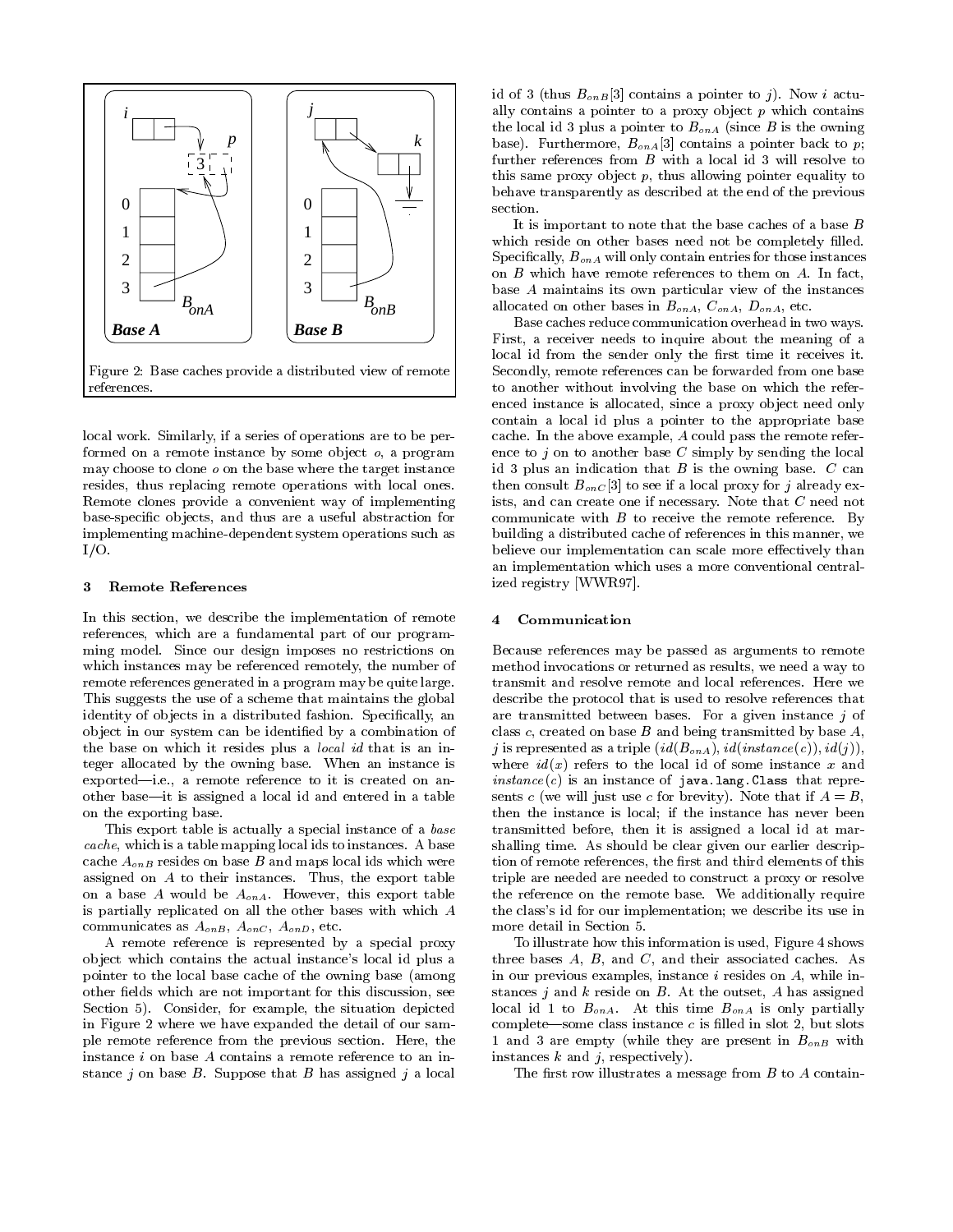Figure 2: Base caches provide a distributed view of remote references.

local work. Similarly, if a series of operations are to be performed on a remote instance by some object $o$, a program may choose to clone $o$ on the base where the target instance resides, thus replacing remote operations with local ones. Remote clones provide a convenient way of implementing base-specific objects, and thus are a useful abstraction for implementing machine-dependent system operations such as I/O.

## 3 Remote References

In this section, we describe the implementation of remote references, which are a fundamental part of our programming model. Since our design imposes no restrictions on which instances may be referenced remotely, the number of remote references generated in a program may be quite large. This suggests the use of a scheme that maintains the global identity of objects in a distributed fashion. Specifically, an object in our system can be identified by a combination of the base on which it resides plus a *local id* that is an integer allocated by the owning base. When an instance is exported—i.e., a remote reference to it is created on another base—it is assigned a local id and entered in a table on the exporting base.

This export table is actually a special instance of a *base cache*, which is a table mapping local ids to instances. A base cache $A_{onB}$ resides on base $B$ and maps local ids which were assigned on $A$ to their instances. Thus, the export table on a base $A$ would be $A_{onA}$. However, this export table is partially replicated on all the other bases with which $A$ communicates as $A_{onB}$, $A_{onC}$, $A_{onD}$, etc.

A remote reference is represented by a special proxy object which contains the actual instance's local id plus a pointer to the local base cache of the owning base (among other fields which are not important for this discussion, see Section 5). Consider, for example, the situation depicted in Figure 2 where we have expanded the detail of our sample remote reference from the previous section. Here, the instance $i$ on base $A$ contains a remote reference to an instance $j$ on base $B$. Suppose that $B$ has assigned $j$ a local id of 3 (thus $B_{onB}[3]$ contains a pointer to $j$). Now $i$ actually contains a pointer to a proxy object $p$ which contains the local id 3 plus a pointer to $B_{onA}$ (since $B$ is the owning base). Furthermore, $B_{onA}[3]$ contains a pointer back to $p$; further references from $B$ with a local id 3 will resolve to this same proxy object $p$, thus allowing pointer equality to behave transparently as described at the end of the previous section.

It is important to note that the base caches of a base $B$ which reside on other bases need not be completely filled. Specifically, $B_{onA}$ will only contain entries for those instances on $B$ which have remote references to them on $A$. In fact, base $A$ maintains its own particular view of the instances allocated on other bases in $B_{onA}$, $C_{onA}$, $D_{onA}$, etc.

Base caches reduce communication overhead in two ways. First, a receiver needs to inquire about the meaning of a local id from the sender only the first time it receives it. Secondly, remote references can be forwarded from one base to another without involving the base on which the referenced instance is allocated, since a proxy object need only contain a local id plus a pointer to the appropriate base cache. In the above example, $A$ could pass the remote reference to $j$ on to another base $C$ simply by sending the local id 3 plus an indication that $B$ is the owning base. $C$ can then consult $B_{onC}[3]$ to see if a local proxy for $j$ already exists, and can create one if necessary. Note that $C$ need not communicate with $B$ to receive the remote reference. By building a distributed cache of references in this manner, we believe our implementation can scale more effectively than an implementation which uses a more conventional centralized registry [WWR97].

## 4 Communication

Because references may be passed as arguments to remote method invocations or returned as results, we need a way to transmit and resolve remote and local references. Here we describe the protocol that is used to resolve references that are transmitted between bases. For a given instance $j$ of class $c$, created on base $B$ and being transmitted by base $A$, $j$ is represented as a triple $(id(B_{onA}), id(instance(c)), id(j))$, where $id(x)$ refers to the local id of some instance $x$ and $instance(c)$ is an instance of `java.lang.Class` that represents $c$ (we will just use $c$ for brevity). Note that if $A = B$, then the instance is local; if the instance has never been transmitted before, then it is assigned a local id at marshalling time. As should be clear given our earlier description of remote references, the first and third elements of this triple are needed are needed to construct a proxy or resolve the reference on the remote base. We additionally require the class's id for our implementation; we describe its use in more detail in Section 5.

To illustrate how this information is used, Figure 4 shows three bases $A$, $B$, and $C$, and their associated caches. As in our previous examples, instance $i$ resides on $A$, while instances $j$ and $k$ reside on $B$. At the outset, $A$ has assigned local id 1 to $B_{onA}$. At this time $B_{onA}$ is only partially complete—some class instance $c$ is filled in slot 2, but slots 1 and 3 are empty (while they are present in $B_{onB}$ with instances $k$ and $j$, respectively).

The first row illustrates a message from $B$ to $A$ contain-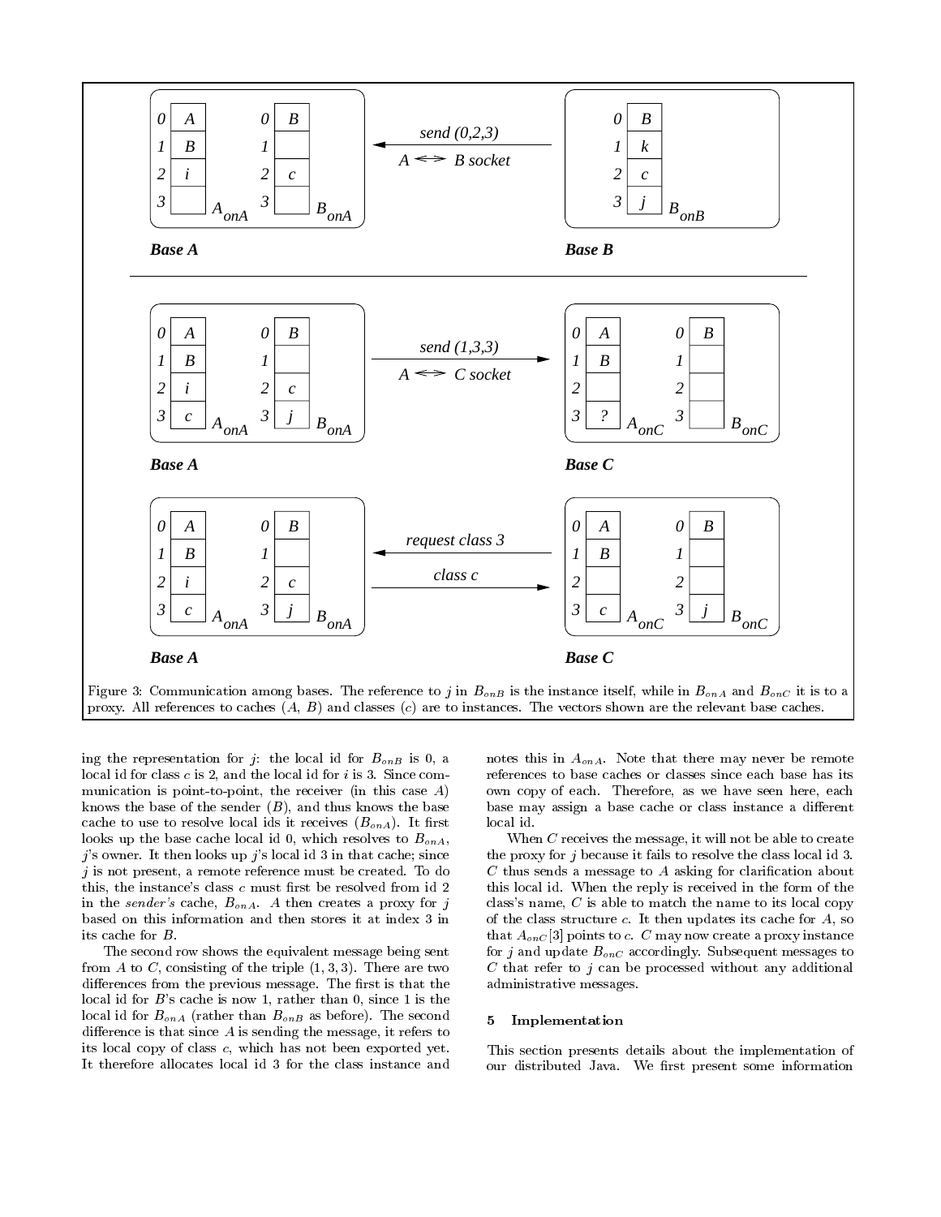Figure 3: Communication among bases. The reference to $j$ in $B_{onB}$ is the instance itself, while in $B_{onA}$ and $B_{onC}$ it is to a proxy. All references to caches ($A$, $B$) and classes ($c$) are to instances. The vectors shown are the relevant base caches.

ing the representation for $j$: the local id for $B_{onB}$ is 0, a local id for class $c$ is 2, and the local id for $i$ is 3. Since communication is point-to-point, the receiver (in this case $A$) knows the base of the sender ($B$), and thus knows the base cache to use to resolve local ids it receives ($B_{onA}$). It first looks up the base cache local id 0, which resolves to $B_{onA}$, $j$'s owner. It then looks up $j$'s local id 3 in that cache; since $j$ is not present, a remote reference must be created. To do this, the instance's class $c$ must first be resolved from id 2 in the *sender's* cache, $B_{onA}$. $A$ then creates a proxy for $j$ based on this information and then stores it at index 3 in its cache for $B$.

The second row shows the equivalent message being sent from $A$ to $C$, consisting of the triple $(1, 3, 3)$. There are two differences from the previous message. The first is that the local id for $B$'s cache is now 1, rather than 0, since 1 is the local id for $B_{onA}$ (rather than $B_{onB}$ as before). The second difference is that since $A$ is sending the message, it refers to its local copy of class $c$, which has not been exported yet. It therefore allocates local id 3 for the class instance and notes this in $A_{onA}$. Note that there may never be remote references to base caches or classes since each base has its own copy of each. Therefore, as we have seen here, each base may assign a base cache or class instance a different local id.

When $C$ receives the message, it will not be able to create the proxy for $j$ because it fails to resolve the class local id 3. $C$ thus sends a message to $A$ asking for clarification about this local id. When the reply is received in the form of the class's name, $C$ is able to match the name to its local copy of the class structure $c$. It then updates its cache for $A$, so that $A_{onC}[3]$ points to $c$. $C$ may now create a proxy instance for $j$ and update $B_{onC}$ accordingly. Subsequent messages to $C$ that refer to $j$ can be processed without any additional administrative messages.

## 5 Implementation

This section presents details about the implementation of our distributed Java. We first present some information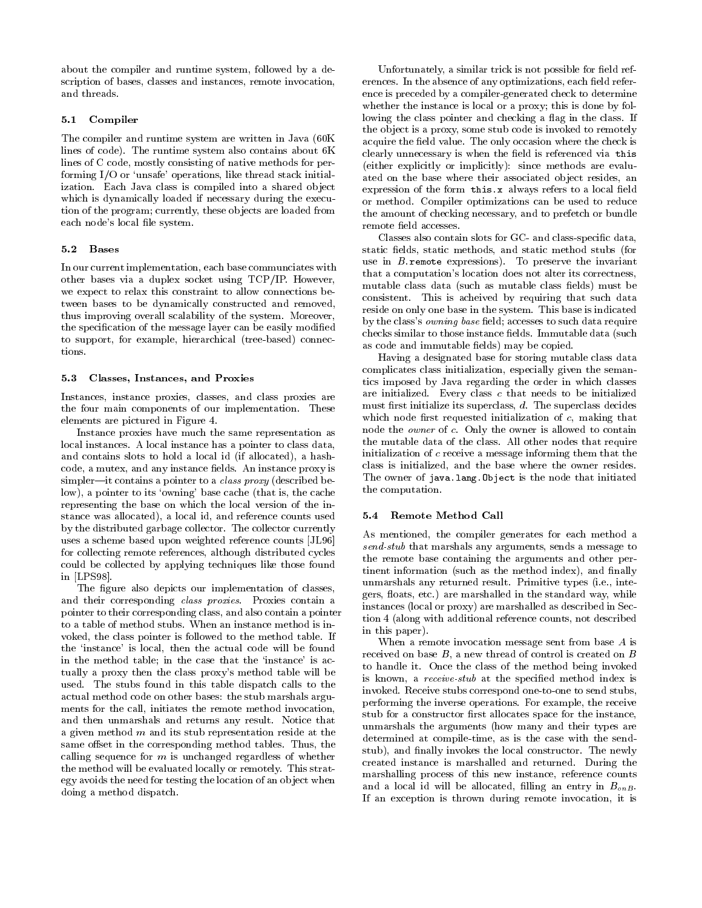about the compiler and runtime system, followed by a description of bases, classes and instances, remote invocation, and threads.

### 5.1 Compiler

The compiler and runtime system are written in Java (60K lines of code). The runtime system also contains about 6K lines of C code, mostly consisting of native methods for performing I/O or 'unsafe' operations, like thread stack initialization. Each Java class is compiled into a shared object which is dynamically loaded if necessary during the execution of the program; currently, these objects are loaded from each node's local file system.

### 5.2 Bases

In our current implementation, each base communciates with other bases via a duplex socket using TCP/IP. However, we expect to relax this constraint to allow connections between bases to be dynamically constructed and removed, thus improving overall scalability of the system. Moreover, the specification of the message layer can be easily modified to support, for example, hierarchical (tree-based) connections.

### 5.3 Classes, Instances, and Proxies

Instances, instance proxies, classes, and class proxies are the four main components of our implementation. These elements are pictured in Figure 4.

Instance proxies have much the same representation as local instances. A local instance has a pointer to class data, and contains slots to hold a local id (if allocated), a hashcode, a mutex, and any instance fields. An instance proxy is simpler—it contains a pointer to a *class proxy* (described below), a pointer to its 'owning' base cache (that is, the cache representing the base on which the local version of the instance was allocated), a local id, and reference counts used by the distributed garbage collector. The collector currently uses a scheme based upon weighted reference counts [JL96] for collecting remote references, although distributed cycles could be collected by applying techniques like those found in [LPS98].

The figure also depicts our implementation of classes, and their corresponding *class proxies*. Proxies contain a pointer to their corresponding class, and also contain a pointer to a table of method stubs. When an instance method is invoked, the class pointer is followed to the method table. If the 'instance' is local, then the actual code will be found in the method table; in the case that the 'instance' is actually a proxy then the class proxy's method table will be used. The stubs found in this table dispatch calls to the actual method code on other bases: the stub marshals arguments for the call, initiates the remote method invocation, and then unmarshals and returns any result. Notice that a given method $m$ and its stub representation reside at the same offset in the corresponding method tables. Thus, the calling sequence for $m$ is unchanged regardless of whether the method will be evaluated locally or remotely. This strategy avoids the need for testing the location of an object when doing a method dispatch.

Unfortunately, a similar trick is not possible for field references. In the absence of any optimizations, each field reference is preceded by a compiler-generated check to determine whether the instance is local or a proxy; this is done by following the class pointer and checking a flag in the class. If the object is a proxy, some stub code is invoked to remotely acquire the field value. The only occasion where the check is clearly unnecessary is when the field is referenced via `this` (either explicitly or implicitly): since methods are evaluated on the base where their associated object resides, an expression of the form `this.x` always refers to a local field or method. Compiler optimizations can be used to reduce the amount of checking necessary, and to prefetch or bundle remote field accesses.

Classes also contain slots for GC- and class-specific data, static fields, static methods, and static method stubs (for use in $B$.`remote` expressions). To preserve the invariant that a computation's location does not alter its correctness, mutable class data (such as mutable class fields) must be consistent. This is acheived by requiring that such data reside on only one base in the system. This base is indicated by the class's *owning base* field; accesses to such data require checks similar to those instance fields. Immutable data (such as code and immutable fields) may be copied.

Having a designated base for storing mutable class data complicates class initialization, especially given the semantics imposed by Java regarding the order in which classes are initialized. Every class $c$ that needs to be initialized must first initialize its superclass, $d$. The superclass decides which node first requested initialization of $c$, making that node the *owner* of $c$. Only the owner is allowed to contain the mutable data of the class. All other nodes that require initialization of $c$ receive a message informing them that the class is initialized, and the base where the owner resides. The owner of `java.lang.Object` is the node that initiated the computation.

### 5.4 Remote Method Call

As mentioned, the compiler generates for each method a *send-stub* that marshals any arguments, sends a message to the remote base containing the arguments and other pertinent information (such as the method index), and finally unmarshals any returned result. Primitive types (i.e., integers, floats, etc.) are marshalled in the standard way, while instances (local or proxy) are marshalled as described in Section 4 (along with additional reference counts, not described in this paper).

When a remote invocation message sent from base $A$ is received on base $B$, a new thread of control is created on $B$ to handle it. Once the class of the method being invoked is known, a *receive-stub* at the specified method index is invoked. Receive stubs correspond one-to-one to send stubs, performing the inverse operations. For example, the receive stub for a constructor first allocates space for the instance, unmarshals the arguments (how many and their types are determined at compile-time, as is the case with the send-stub), and finally invokes the local constructor. The newly created instance is marshalled and returned. During the marshalling process of this new instance, reference counts and a local id will be allocated, filling an entry in $B_{onB}$. If an exception is thrown during remote invocation, it is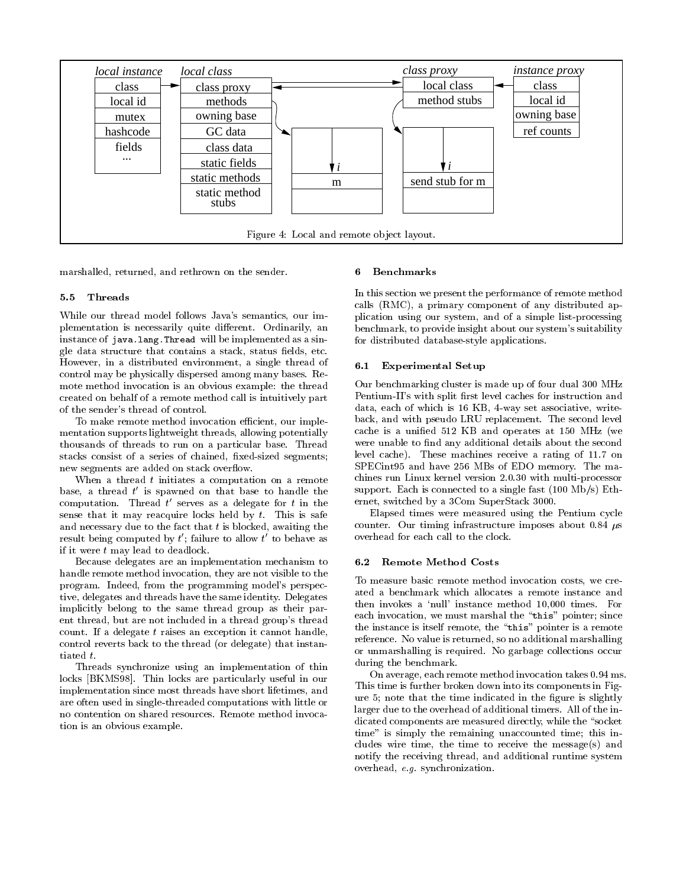local instance
class
local id
mutex
hashcode
fields
...

local class
class proxy
methods
owning base
GC data
class data
static fields
static methods
static method stubs

$i$
m

class proxy
local class
method stubs

$i$
send stub for m

instance proxy
class
local id
owning base
ref counts

Figure 4: Local and remote object layout.

marshalled, returned, and rethrown on the sender.

### 5.5 Threads

While our thread model follows Java's semantics, our implementation is necessarily quite different. Ordinarily, an instance of `java.lang.Thread` will be implemented as a single data structure that contains a stack, status fields, etc. However, in a distributed environment, a single thread of control may be physically dispersed among many bases. Remote method invocation is an obvious example: the thread created on behalf of a remote method call is intuitively part of the sender's thread of control.

To make remote method invocation efficient, our implementation supports lightweight threads, allowing potentially thousands of threads to run on a particular base. Thread stacks consist of a series of chained, fixed-sized segments; new segments are added on stack overflow.

When a thread $t$ initiates a computation on a remote base, a thread $t'$ is spawned on that base to handle the computation. Thread $t'$ serves as a delegate for $t$ in the sense that it may reacquire locks held by $t$. This is safe and necessary due to the fact that $t$ is blocked, awaiting the result being computed by $t'$; failure to allow $t'$ to behave as if it were $t$ may lead to deadlock.

Because delegates are an implementation mechanism to handle remote method invocation, they are not visible to the program. Indeed, from the programming model's perspective, delegates and threads have the same identity. Delegates implicitly belong to the same thread group as their parent thread, but are not included in a thread group's thread count. If a delegate $t$ raises an exception it cannot handle, control reverts back to the thread (or delegate) that instantiated $t$.

Threads synchronize using an implementation of thin locks [BKMS98]. Thin locks are particularly useful in our implementation since most threads have short lifetimes, and are often used in single-threaded computations with little or no contention on shared resources. Remote method invocation is an obvious example.

## 6 Benchmarks

In this section we present the performance of remote method calls (RMC), a primary component of any distributed application using our system, and of a simple list-processing benchmark, to provide insight about our system's suitability for distributed database-style applications.

### 6.1 Experimental Setup

Our benchmarking cluster is made up of four dual 300 MHz Pentium-II's with split first level caches for instruction and data, each of which is 16 KB, 4-way set associative, write-back, and with pseudo LRU replacement. The second level cache is a unified 512 KB and operates at 150 MHz (we were unable to find any additional details about the second level cache). These machines receive a rating of 11.7 on SPECint95 and have 256 MBs of EDO memory. The machines run Linux kernel version 2.0.30 with multi-processor support. Each is connected to a single fast (100 Mb/s) Ethernet, switched by a 3Com SuperStack 3000.

Elapsed times were measured using the Pentium cycle counter. Our timing infrastructure imposes about 0.84 $\mu$s overhead for each call to the clock.

### 6.2 Remote Method Costs

To measure basic remote method invocation costs, we created a benchmark which allocates a remote instance and then invokes a 'null' instance method 10,000 times. For each invocation, we must marshal the "`this`" pointer; since the instance is itself remote, the "`this`" pointer is a remote reference. No value is returned, so no additional marshalling or unmarshalling is required. No garbage collections occur during the benchmark.

On average, each remote method invocation takes 0.94 ms. This time is further broken down into its components in Figure 5; note that the time indicated in the figure is slightly larger due to the overhead of additional timers. All of the indicated components are measured directly, while the "socket time" is simply the remaining unaccounted time; this includes wire time, the time to receive the message(s) and notify the receiving thread, and additional runtime system overhead, *e.g.* synchronization.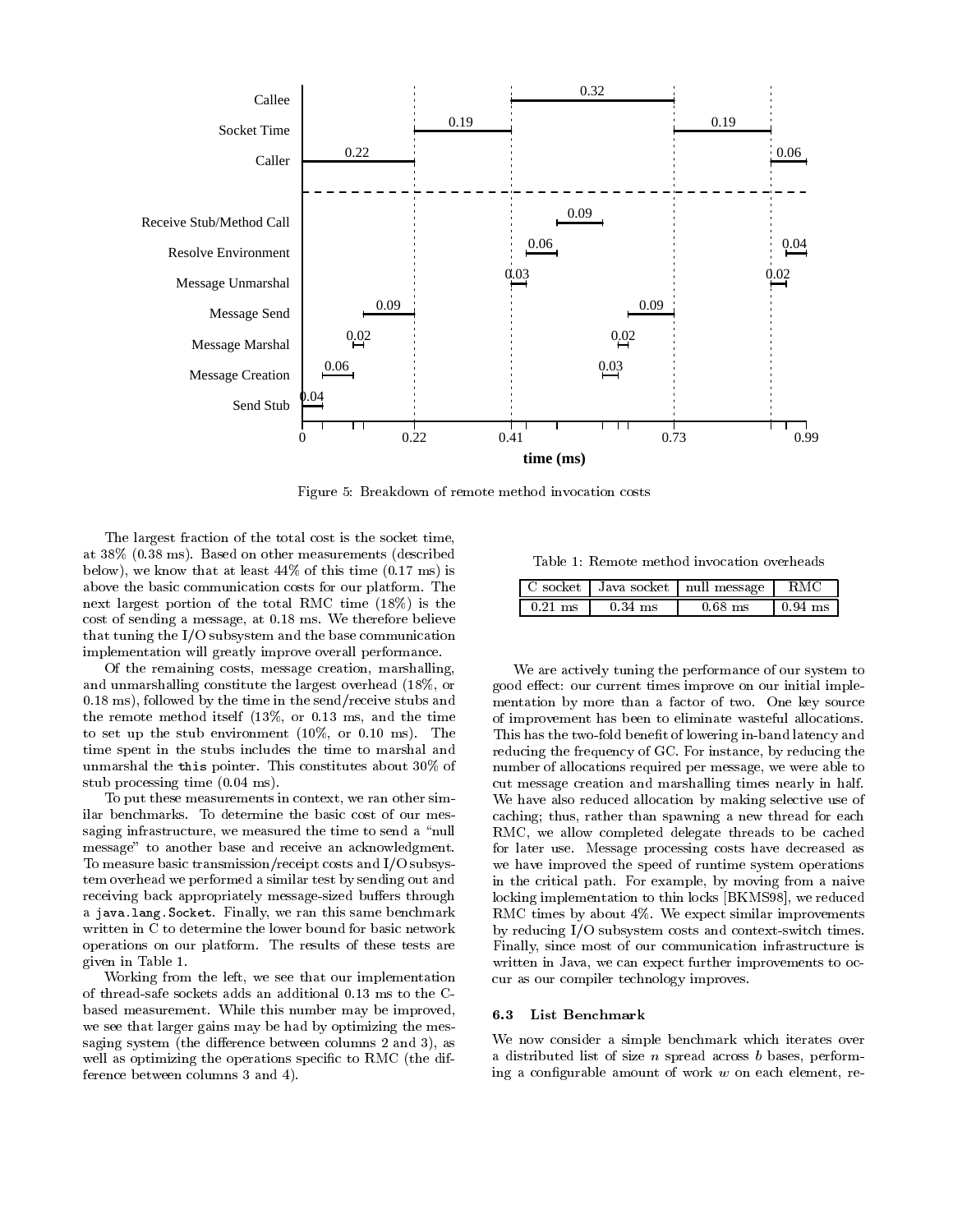Figure 5: Breakdown of remote method invocation costs

The largest fraction of the total cost is the socket time, at 38% (0.38 ms). Based on other measurements (described below), we know that at least 44% of this time (0.17 ms) is above the basic communication costs for our platform. The next largest portion of the total RMC time (18%) is the cost of sending a message, at 0.18 ms. We therefore believe that tuning the I/O subsystem and the base communication implementation will greatly improve overall performance.

Of the remaining costs, message creation, marshalling, and unmarshalling constitute the largest overhead (18%, or 0.18 ms), followed by the time in the send/receive stubs and the remote method itself (13%, or 0.13 ms, and the time to set up the stub environment (10%, or 0.10 ms). The time spent in the stubs includes the time to marshal and unmarshal the `this` pointer. This constitutes about 30% of stub processing time (0.04 ms).

To put these measurements in context, we ran other similar benchmarks. To determine the basic cost of our messaging infrastructure, we measured the time to send a "null message" to another base and receive an acknowledgment. To measure basic transmission/receipt costs and I/O subsystem overhead we performed a similar test by sending out and receiving back appropriately message-sized buffers through a `java.lang.Socket`. Finally, we ran this same benchmark written in C to determine the lower bound for basic network operations on our platform. The results of these tests are given in Table 1.

Working from the left, we see that our implementation of thread-safe sockets adds an additional 0.13 ms to the C-based measurement. While this number may be improved, we see that larger gains may be had by optimizing the messaging system (the difference between columns 2 and 3), as well as optimizing the operations specific to RMC (the difference between columns 3 and 4).

Table 1: Remote method invocation overheads

| C socket | Java socket | null message | RMC |
|---|---|---|---|
| 0.21 ms | 0.34 ms | 0.68 ms | 0.94 ms |

We are actively tuning the performance of our system to good effect: our current times improve on our initial implementation by more than a factor of two. One key source of improvement has been to eliminate wasteful allocations. This has the two-fold benefit of lowering in-band latency and reducing the frequency of GC. For instance, by reducing the number of allocations required per message, we were able to cut message creation and marshalling times nearly in half. We have also reduced allocation by making selective use of caching; thus, rather than spawning a new thread for each RMC, we allow completed delegate threads to be cached for later use. Message processing costs have decreased as we have improved the speed of runtime system operations in the critical path. For example, by moving from a naive locking implementation to thin locks [BKMS98], we reduced RMC times by about 4%. We expect similar improvements by reducing I/O subsystem costs and context-switch times. Finally, since most of our communication infrastructure is written in Java, we can expect further improvements to occur as our compiler technology improves.

### 6.3 List Benchmark

We now consider a simple benchmark which iterates over a distributed list of size $n$ spread across $b$ bases, performing a configurable amount of work $w$ on each element, re-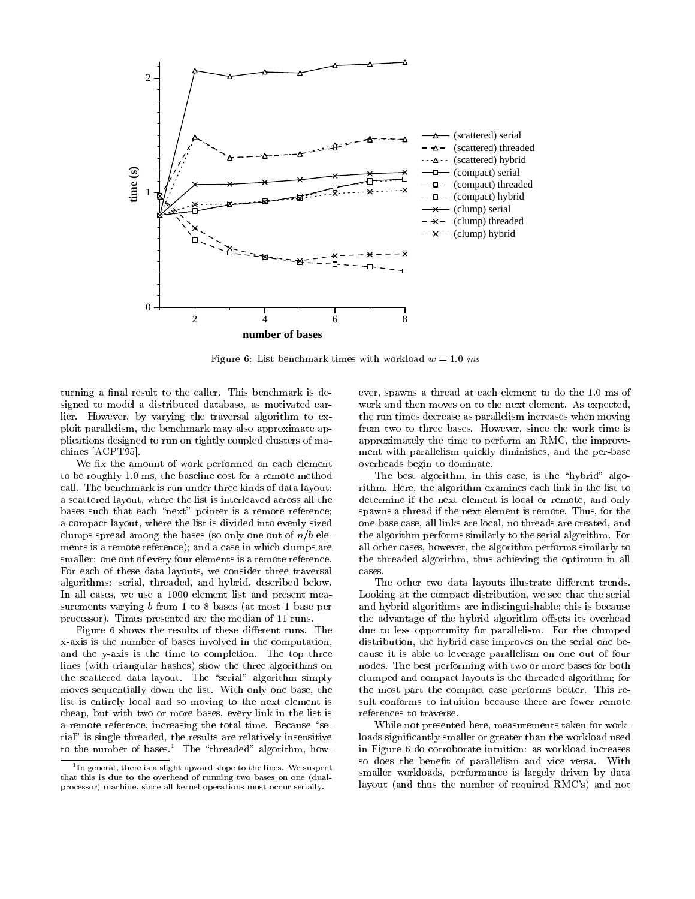2

1

0

time (s)

2

4

6

8

number of bases

(scattered) serial
(scattered) threaded
(scattered) hybrid
(compact) serial
(compact) threaded
(compact) hybrid
(clump) serial
(clump) threaded
(clump) hybrid

Figure 6: List benchmark times with workload $w = 1.0$ *ms*

turning a final result to the caller. This benchmark is designed to model a distributed database, as motivated earlier. However, by varying the traversal algorithm to exploit parallelism, the benchmark may also approximate applications designed to run on tightly coupled clusters of machines [ACPT95].

We fix the amount of work performed on each element to be roughly 1.0 ms, the baseline cost for a remote method call. The benchmark is run under three kinds of data layout: a scattered layout, where the list is interleaved across all the bases such that each "next" pointer is a remote reference; a compact layout, where the list is divided into evenly-sized clumps spread among the bases (so only one out of $n/b$ elements is a remote reference); and a case in which clumps are smaller: one out of every four elements is a remote reference. For each of these data layouts, we consider three traversal algorithms: serial, threaded, and hybrid, described below. In all cases, we use a 1000 element list and present measurements varying $b$ from 1 to 8 bases (at most 1 base per processor). Times presented are the median of 11 runs.

Figure 6 shows the results of these different runs. The x-axis is the number of bases involved in the computation, and the y-axis is the time to completion. The top three lines (with triangular hashes) show the three algorithms on the scattered data layout. The "serial" algorithm simply moves sequentially down the list. With only one base, the list is entirely local and so moving to the next element is cheap, but with two or more bases, every link in the list is a remote reference, increasing the total time. Because "serial" is single-threaded, the results are relatively insensitive to the number of bases.[1] The "threaded" algorithm, however, spawns a thread at each element to do the 1.0 ms of work and then moves on to the next element. As expected, the run times decrease as parallelism increases when moving from two to three bases. However, since the work time is approximately the time to perform an RMC, the improvement with parallelism quickly diminishes, and the per-base overheads begin to dominate.

The best algorithm, in this case, is the "hybrid" algorithm. Here, the algorithm examines each link in the list to determine if the next element is local or remote, and only spawns a thread if the next element is remote. Thus, for the one-base case, all links are local, no threads are created, and the algorithm performs similarly to the serial algorithm. For all other cases, however, the algorithm performs similarly to the threaded algorithm, thus achieving the optimum in all cases.

The other two data layouts illustrate different trends. Looking at the compact distribution, we see that the serial and hybrid algorithms are indistinguishable; this is because the advantage of the hybrid algorithm offsets its overhead due to less opportunity for parallelism. For the clumped distribution, the hybrid case improves on the serial one because it is able to leverage parallelism on one out of four nodes. The best performing with two or more bases for both clumped and compact layouts is the threaded algorithm; for the most part the compact case performs better. This result conforms to intuition because there are fewer remote references to traverse.

While not presented here, measurements taken for workloads significantly smaller or greater than the workload used in Figure 6 do corroborate intuition: as workload increases so does the benefit of parallelism and vice versa. With smaller workloads, performance is largely driven by data layout (and thus the number of required RMC's) and not

[1] In general, there is a slight upward slope to the lines. We suspect that this is due to the overhead of running two bases on one (dual-processor) machine, since all kernel operations must occur serially.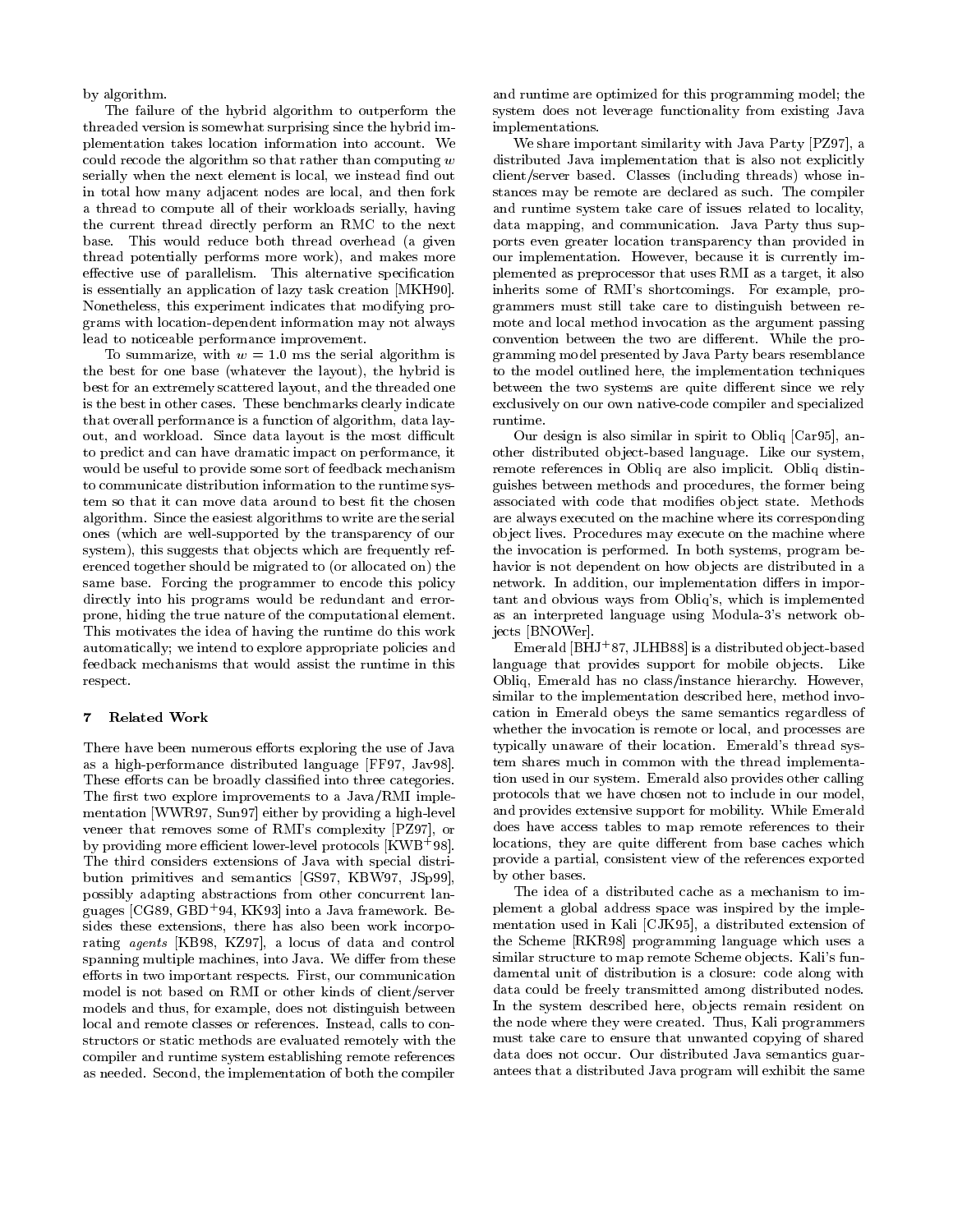by algorithm.

The failure of the hybrid algorithm to outperform the threaded version is somewhat surprising since the hybrid implementation takes location information into account. We could recode the algorithm so that rather than computing $w$ serially when the next element is local, we instead find out in total how many adjacent nodes are local, and then fork a thread to compute all of their workloads serially, having the current thread directly perform an RMC to the next base. This would reduce both thread overhead (a given thread potentially performs more work), and makes more effective use of parallelism. This alternative specification is essentially an application of lazy task creation [MKH90]. Nonetheless, this experiment indicates that modifying programs with location-dependent information may not always lead to noticeable performance improvement.

To summarize, with $w = 1.0$ ms the serial algorithm is the best for one base (whatever the layout), the hybrid is best for an extremely scattered layout, and the threaded one is the best in other cases. These benchmarks clearly indicate that overall performance is a function of algorithm, data layout, and workload. Since data layout is the most difficult to predict and can have dramatic impact on performance, it would be useful to provide some sort of feedback mechanism to communicate distribution information to the runtime system so that it can move data around to best fit the chosen algorithm. Since the easiest algorithms to write are the serial ones (which are well-supported by the transparency of our system), this suggests that objects which are frequently referenced together should be migrated to (or allocated on) the same base. Forcing the programmer to encode this policy directly into his programs would be redundant and error-prone, hiding the true nature of the computational element. This motivates the idea of having the runtime do this work automatically; we intend to explore appropriate policies and feedback mechanisms that would assist the runtime in this respect.

## 7 Related Work

There have been numerous efforts exploring the use of Java as a high-performance distributed language [FF97, Jav98]. These efforts can be broadly classified into three categories. The first two explore improvements to a Java/RMI implementation [WWR97, Sun97] either by providing a high-level veneer that removes some of RMI's complexity [PZ97], or by providing more efficient lower-level protocols [KWB+98]. The third considers extensions of Java with special distribution primitives and semantics [GS97, KBW97, JSp99], possibly adapting abstractions from other concurrent languages [CG89, GBD+94, KK93] into a Java framework. Besides these extensions, there has also been work incorporating *agents* [KB98, KZ97], a locus of data and control spanning multiple machines, into Java. We differ from these efforts in two important respects. First, our communication model is not based on RMI or other kinds of client/server models and thus, for example, does not distinguish between local and remote classes or references. Instead, calls to constructors or static methods are evaluated remotely with the compiler and runtime system establishing remote references as needed. Second, the implementation of both the compiler and runtime are optimized for this programming model; the system does not leverage functionality from existing Java implementations.

We share important similarity with Java Party [PZ97], a distributed Java implementation that is also not explicitly client/server based. Classes (including threads) whose instances may be remote are declared as such. The compiler and runtime system take care of issues related to locality, data mapping, and communication. Java Party thus supports even greater location transparency than provided in our implementation. However, because it is currently implemented as preprocessor that uses RMI as a target, it also inherits some of RMI's shortcomings. For example, programmers must still take care to distinguish between remote and local method invocation as the argument passing convention between the two are different. While the programming model presented by Java Party bears resemblance to the model outlined here, the implementation techniques between the two systems are quite different since we rely exclusively on our own native-code compiler and specialized runtime.

Our design is also similar in spirit to Obliq [Car95], another distributed object-based language. Like our system, remote references in Obliq are also implicit. Obliq distinguishes between methods and procedures, the former being associated with code that modifies object state. Methods are always executed on the machine where its corresponding object lives. Procedures may execute on the machine where the invocation is performed. In both systems, program behavior is not dependent on how objects are distributed in a network. In addition, our implementation differs in important and obvious ways from Obliq's, which is implemented as an interpreted language using Modula-3's network objects [BNOWer].

Emerald [BHJ+87, JLHB88] is a distributed object-based language that provides support for mobile objects. Like Obliq, Emerald has no class/instance hierarchy. However, similar to the implementation described here, method invocation in Emerald obeys the same semantics regardless of whether the invocation is remote or local, and processes are typically unaware of their location. Emerald's thread system shares much in common with the thread implementation used in our system. Emerald also provides other calling protocols that we have chosen not to include in our model, and provides extensive support for mobility. While Emerald does have access tables to map remote references to their locations, they are quite different from base caches which provide a partial, consistent view of the references exported by other bases.

The idea of a distributed cache as a mechanism to implement a global address space was inspired by the implementation used in Kali [CJK95], a distributed extension of the Scheme [RKR98] programming language which uses a similar structure to map remote Scheme objects. Kali's fundamental unit of distribution is a closure: code along with data could be freely transmitted among distributed nodes. In the system described here, objects remain resident on the node where they were created. Thus, Kali programmers must take care to ensure that unwanted copying of shared data does not occur. Our distributed Java semantics guarantees that a distributed Java program will exhibit the same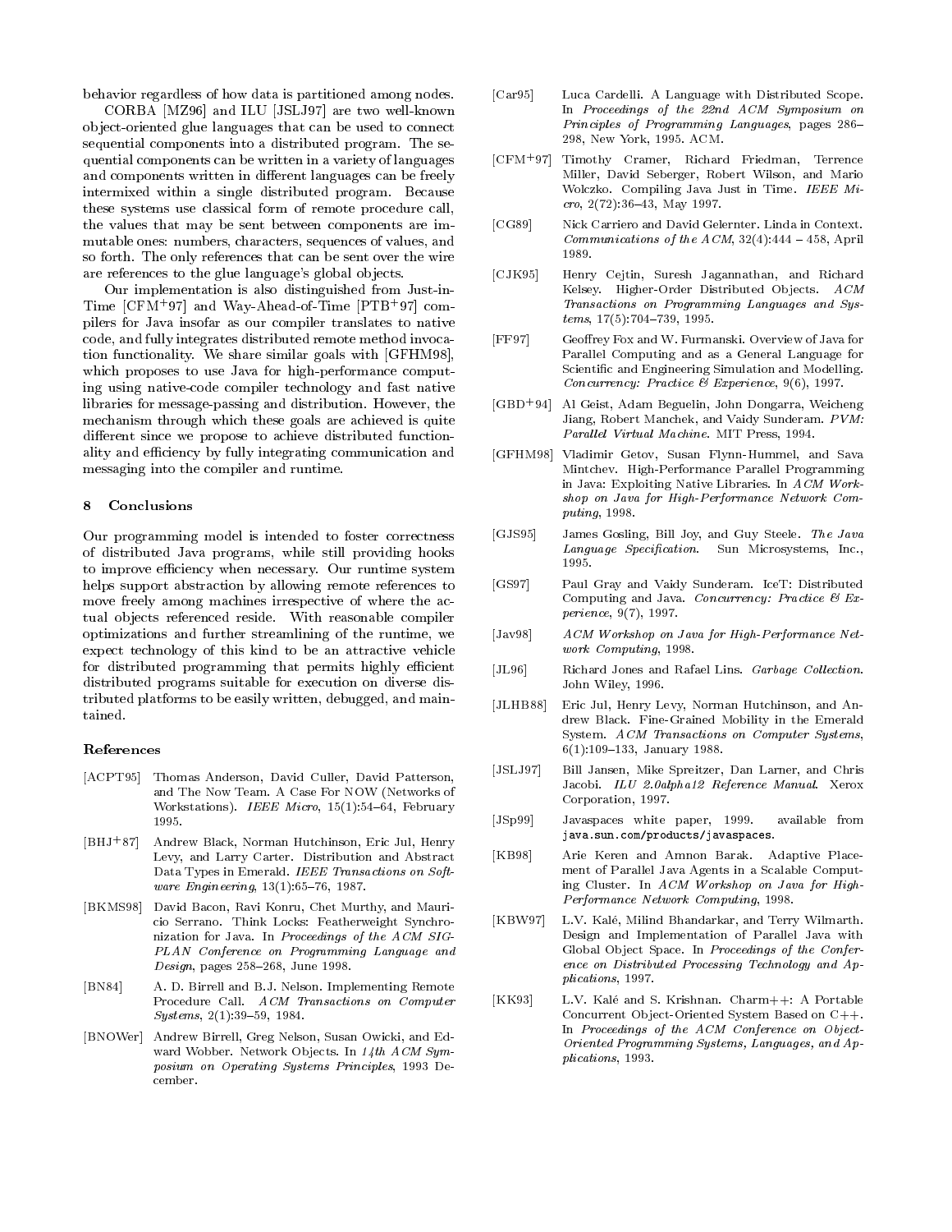behavior regardless of how data is partitioned among nodes.

CORBA [MZ96] and ILU [JSLJ97] are two well-known object-oriented glue languages that can be used to connect sequential components into a distributed program. The sequential components can be written in a variety of languages and components written in different languages can be freely intermixed within a single distributed program. Because these systems use classical form of remote procedure call, the values that may be sent between components are immutable ones: numbers, characters, sequences of values, and so forth. The only references that can be sent over the wire are references to the glue language's global objects.

Our implementation is also distinguished from Just-in-Time [CFM+97] and Way-Ahead-of-Time [PTB+97] compilers for Java insofar as our compiler translates to native code, and fully integrates distributed remote method invocation functionality. We share similar goals with [GFHM98], which proposes to use Java for high-performance computing using native-code compiler technology and fast native libraries for message-passing and distribution. However, the mechanism through which these goals are achieved is quite different since we propose to achieve distributed functionality and efficiency by fully integrating communication and messaging into the compiler and runtime.

## 8 Conclusions

Our programming model is intended to foster correctness of distributed Java programs, while still providing hooks to improve efficiency when necessary. Our runtime system helps support abstraction by allowing remote references to move freely among machines irrespective of where the actual objects referenced reside. With reasonable compiler optimizations and further streamlining of the runtime, we expect technology of this kind to be an attractive vehicle for distributed programming that permits highly efficient distributed programs suitable for execution on diverse distributed platforms to be easily written, debugged, and maintained.

## References

[ACPT95] Thomas Anderson, David Culler, David Patterson, and The Now Team. A Case For NOW (Networks of Workstations). *IEEE Micro*, 15(1):54–64, February 1995.

[BHJ+87] Andrew Black, Norman Hutchinson, Eric Jul, Henry Levy, and Larry Carter. Distribution and Abstract Data Types in Emerald. *IEEE Transactions on Software Engineering*, 13(1):65–76, 1987.

[BKMS98] David Bacon, Ravi Konru, Chet Murthy, and Mauricio Serrano. Think Locks: Featherweight Synchronization for Java. In *Proceedings of the ACM SIGPLAN Conference on Programming Language and Design*, pages 258–268, June 1998.

[BN84] A. D. Birrell and B.J. Nelson. Implementing Remote Procedure Call. *ACM Transactions on Computer Systems*, 2(1):39–59, 1984.

[BNOWer] Andrew Birrell, Greg Nelson, Susan Owicki, and Edward Wobber. Network Objects. In *14th ACM Symposium on Operating Systems Principles*, 1993 December.

[Car95] Luca Cardelli. A Language with Distributed Scope. In *Proceedings of the 22nd ACM Symposium on Principles of Programming Languages*, pages 286–298, New York, 1995. ACM.

[CFM+97] Timothy Cramer, Richard Friedman, Terrence Miller, David Seberger, Robert Wilson, and Mario Wolczko. Compiling Java Just in Time. *IEEE Micro*, 2(72):36–43, May 1997.

[CG89] Nick Carriero and David Gelernter. Linda in Context. *Communications of the ACM*, 32(4):444 – 458, April 1989.

[CJK95] Henry Cejtin, Suresh Jagannathan, and Richard Kelsey. Higher-Order Distributed Objects. *ACM Transactions on Programming Languages and Systems*, 17(5):704–739, 1995.

[FF97] Geoffrey Fox and W. Furmanski. Overview of Java for Parallel Computing and as a General Language for Scientific and Engineering Simulation and Modelling. *Concurrency: Practice & Experience*, 9(6), 1997.

[GBD+94] Al Geist, Adam Beguelin, John Dongarra, Weicheng Jiang, Robert Manchek, and Vaidy Sunderam. *PVM: Parallel Virtual Machine*. MIT Press, 1994.

[GFHM98] Vladimir Getov, Susan Flynn-Hummel, and Sava Mintchev. High-Performance Parallel Programming in Java: Exploiting Native Libraries. In *ACM Workshop on Java for High-Performance Network Computing*, 1998.

[GJS95] James Gosling, Bill Joy, and Guy Steele. *The Java Language Specification*. Sun Microsystems, Inc., 1995.

[GS97] Paul Gray and Vaidy Sunderam. IceT: Distributed Computing and Java. *Concurrency: Practice & Experience*, 9(7), 1997.

[Jav98] *ACM Workshop on Java for High-Performance Network Computing*, 1998.

[JL96] Richard Jones and Rafael Lins. *Garbage Collection*. John Wiley, 1996.

[JLHB88] Eric Jul, Henry Levy, Norman Hutchinson, and Andrew Black. Fine-Grained Mobility in the Emerald System. *ACM Transactions on Computer Systems*, 6(1):109–133, January 1988.

[JSLJ97] Bill Jansen, Mike Spreitzer, Dan Larner, and Chris Jacobi. *ILU 2.0alpha12 Reference Manual*. Xerox Corporation, 1997.

[JSp99] Javaspaces white paper, 1999. available from `java.sun.com/products/javaspaces`.

[KB98] Arie Keren and Amnon Barak. Adaptive Placement of Parallel Java Agents in a Scalable Computing Cluster. In *ACM Workshop on Java for High-Performance Network Computing*, 1998.

[KBW97] L.V. Kalé, Milind Bhandarkar, and Terry Wilmarth. Design and Implementation of Parallel Java with Global Object Space. In *Proceedings of the Conference on Distributed Processing Technology and Applications*, 1997.

[KK93] L.V. Kalé and S. Krishnan. Charm++: A Portable Concurrent Object-Oriented System Based on C++. In *Proceedings of the ACM Conference on Object-Oriented Programming Systems, Languages, and Applications*, 1993.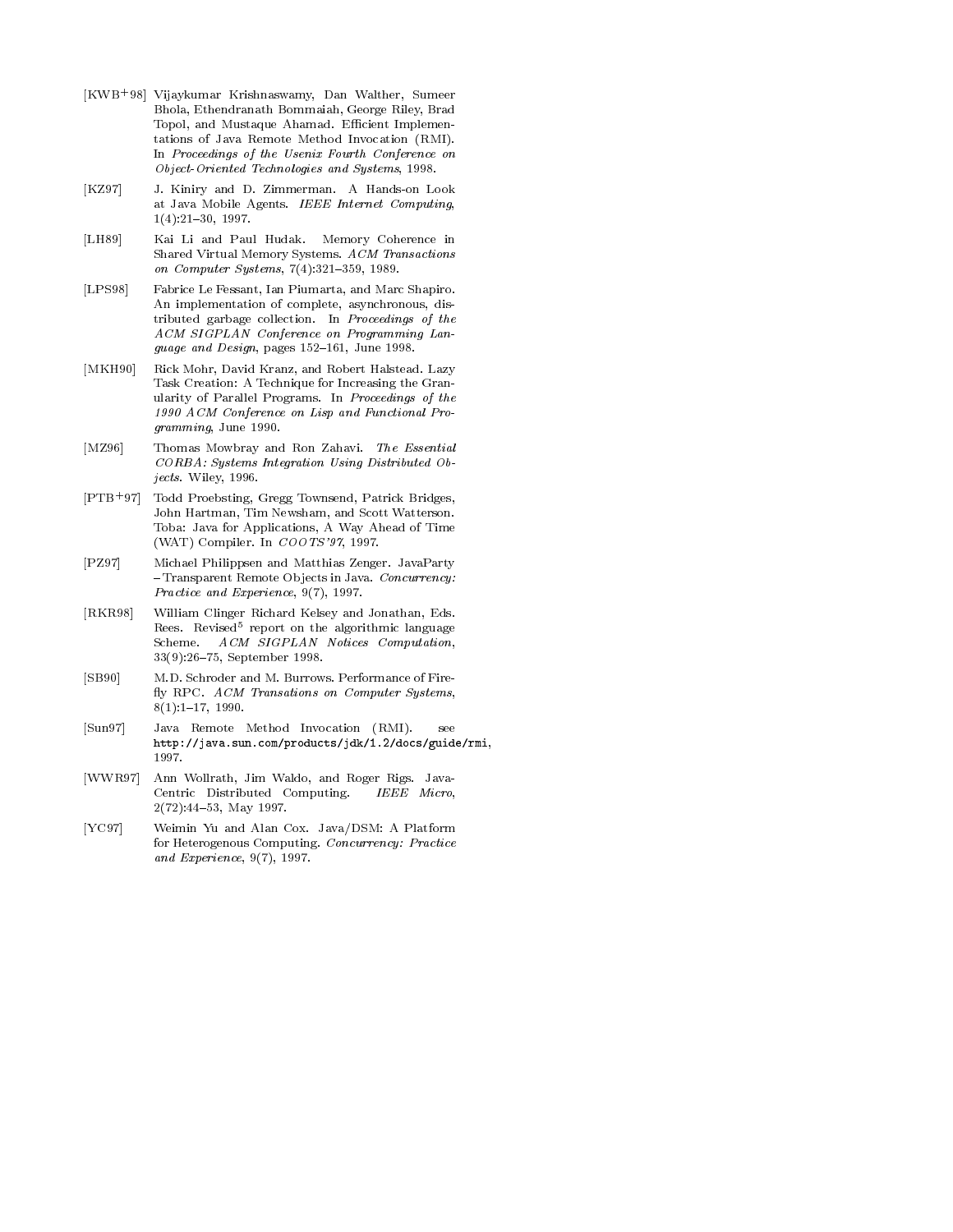[KWB+98] Vijaykumar Krishnaswamy, Dan Walther, Sumeer Bhola, Ethendranath Bommaiah, George Riley, Brad Topol, and Mustaque Ahamad. Efficient Implementations of Java Remote Method Invocation (RMI). In *Proceedings of the Usenix Fourth Conference on Object-Oriented Technologies and Systems*, 1998.

[KZ97] J. Kiniry and D. Zimmerman. A Hands-on Look at Java Mobile Agents. *IEEE Internet Computing*, 1(4):21–30, 1997.

[LH89] Kai Li and Paul Hudak. Memory Coherence in Shared Virtual Memory Systems. *ACM Transactions on Computer Systems*, 7(4):321–359, 1989.

[LPS98] Fabrice Le Fessant, Ian Piumarta, and Marc Shapiro. An implementation of complete, asynchronous, distributed garbage collection. In *Proceedings of the ACM SIGPLAN Conference on Programming Language and Design*, pages 152–161, June 1998.

[MKH90] Rick Mohr, David Kranz, and Robert Halstead. Lazy Task Creation: A Technique for Increasing the Granularity of Parallel Programs. In *Proceedings of the 1990 ACM Conference on Lisp and Functional Programming*, June 1990.

[MZ96] Thomas Mowbray and Ron Zahavi. *The Essential CORBA: Systems Integration Using Distributed Objects*. Wiley, 1996.

[PTB+97] Todd Proebsting, Gregg Townsend, Patrick Bridges, John Hartman, Tim Newsham, and Scott Watterson. Toba: Java for Applications, A Way Ahead of Time (WAT) Compiler. In *COOTS'97*, 1997.

[PZ97] Michael Philippsen and Matthias Zenger. JavaParty – Transparent Remote Objects in Java. *Concurrency: Practice and Experience*, 9(7), 1997.

[RKR98] William Clinger Richard Kelsey and Jonathan, Eds. Rees. Revised$^5$ report on the algorithmic language Scheme. *ACM SIGPLAN Notices Computation*, 33(9):26–75, September 1998.

[SB90] M.D. Schroder and M. Burrows. Performance of Firefly RPC. *ACM Transations on Computer Systems*, 8(1):1–17, 1990.

[Sun97] Java Remote Method Invocation (RMI). see `http://java.sun.com/products/jdk/1.2/docs/guide/rmi`, 1997.

[WWR97] Ann Wollrath, Jim Waldo, and Roger Rigs. Java-Centric Distributed Computing. *IEEE Micro*, 2(72):44–53, May 1997.

[YC97] Weimin Yu and Alan Cox. Java/DSM: A Platform for Heterogenous Computing. *Concurrency: Practice and Experience*, 9(7), 1997.